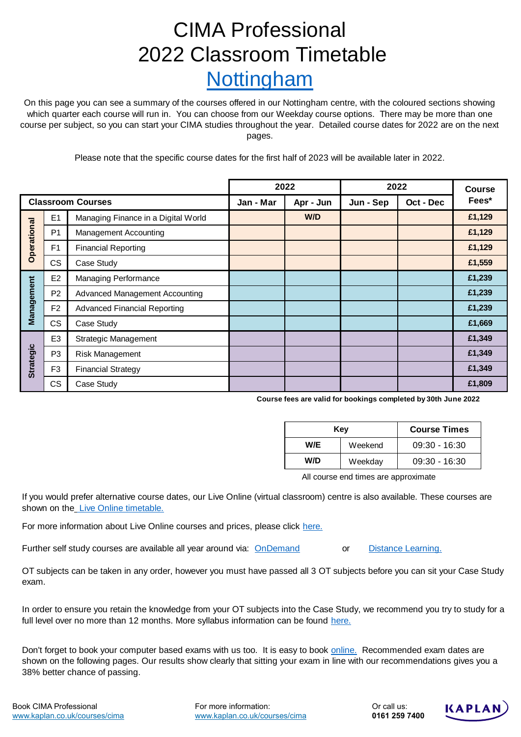# CIMA Professional
# 2022 Classroom Timetable
# Nottingham

On this page you can see a summary of the courses offered in our Nottingham centre, with the coloured sections showing which quarter each course will run in. You can choose from our Weekday course options. There may be more than one course per subject, so you can start your CIMA studies throughout the year. Detailed course dates for 2022 are on the next pages.

Please note that the specific course dates for the first half of 2023 will be available later in 2022.

| Classroom Courses | | | 2022 | | 2022 | | Course Fees* |
|---|---|---|---|---|---|---|---|
| | | | Jan - Mar | Apr - Jun | Jun - Sep | Oct - Dec | |
| Operational | E1 | Managing Finance in a Digital World | | W/D | | | £1,129 |
| | P1 | Management Accounting | | | | | £1,129 |
| | F1 | Financial Reporting | | | | | £1,129 |
| | CS | Case Study | | | | | £1,559 |
| Management | E2 | Managing Performance | | | | | £1,239 |
| | P2 | Advanced Management Accounting | | | | | £1,239 |
| | F2 | Advanced Financial Reporting | | | | | £1,239 |
| | CS | Case Study | | | | | £1,669 |
| Strategic | E3 | Strategic Management | | | | | £1,349 |
| | P3 | Risk Management | | | | | £1,349 |
| | F3 | Financial Strategy | | | | | £1,349 |
| | CS | Case Study | | | | | £1,809 |

**Course fees are valid for bookings completed by 30th June 2022**

| Key | | Course Times |
|---|---|---|
| W/E | Weekend | 09:30 - 16:30 |
| W/D | Weekday | 09:30 - 16:30 |

All course end times are approximate

If you would prefer alternative course dates, our Live Online (virtual classroom) centre is also available. These courses are shown on the Live Online timetable.

For more information about Live Online courses and prices, please click here.

Further self study courses are available all year around via: OnDemand or Distance Learning.

OT subjects can be taken in any order, however you must have passed all 3 OT subjects before you can sit your Case Study exam.

In order to ensure you retain the knowledge from your OT subjects into the Case Study, we recommend you try to study for a full level over no more than 12 months. More syllabus information can be found here.

Don't forget to book your computer based exams with us too. It is easy to book online. Recommended exam dates are shown on the following pages. Our results show clearly that sitting your exam in line with our recommendations gives you a 38% better chance of passing.

Book CIMA Professional
www.kaplan.co.uk/courses/cima

For more information:
www.kaplan.co.uk/courses/cima

Or call us:
**0161 259 7400**

KAPLAN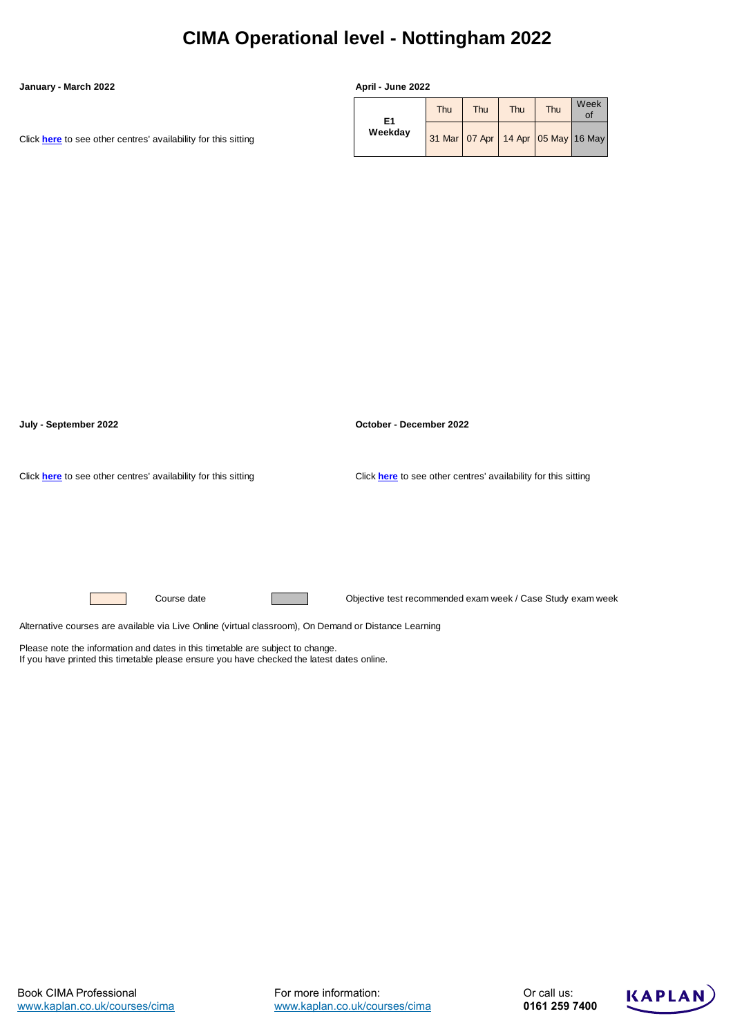# CIMA Operational level - Nottingham 2022

**January - March 2022**

Click **here** to see other centres' availability for this sitting

**April - June 2022**

| | Thu | Thu | Thu | Thu | Week of |
|---|---|---|---|---|---|
| **E1 Weekday** | 31 Mar | 07 Apr | 14 Apr | 05 May | 16 May |

**July - September 2022**

Click **here** to see other centres' availability for this sitting

**October - December 2022**

Click **here** to see other centres' availability for this sitting

Course date

Objective test recommended exam week / Case Study exam week

Alternative courses are available via Live Online (virtual classroom), On Demand or Distance Learning

Please note the information and dates in this timetable are subject to change.
If you have printed this timetable please ensure you have checked the latest dates online.

Book CIMA Professional
www.kaplan.co.uk/courses/cima

For more information:
www.kaplan.co.uk/courses/cima

Or call us:
**0161 259 7400**

KAPLAN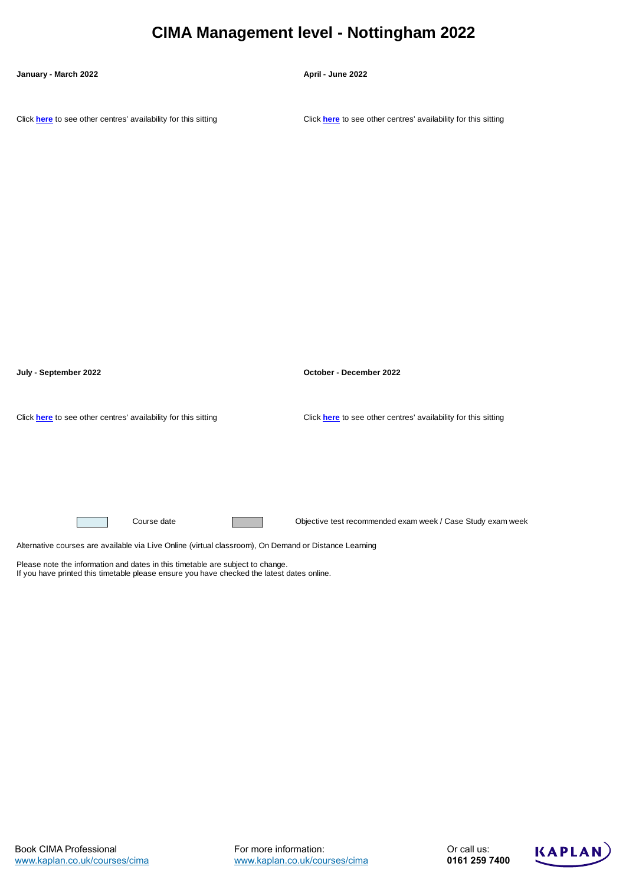# CIMA Management level - Nottingham 2022

**January - March 2022**

Click **here** to see other centres' availability for this sitting

**April - June 2022**

Click **here** to see other centres' availability for this sitting

**July - September 2022**

Click **here** to see other centres' availability for this sitting

**October - December 2022**

Click **here** to see other centres' availability for this sitting

| Legend | |
|---|---|
| (light blue) | Course date |
| (grey) | Objective test recommended exam week / Case Study exam week |

Alternative courses are available via Live Online (virtual classroom), On Demand or Distance Learning

Please note the information and dates in this timetable are subject to change.
If you have printed this timetable please ensure you have checked the latest dates online.

Book CIMA Professional
www.kaplan.co.uk/courses/cima

For more information:
www.kaplan.co.uk/courses/cima

Or call us:
**0161 259 7400**

KAPLAN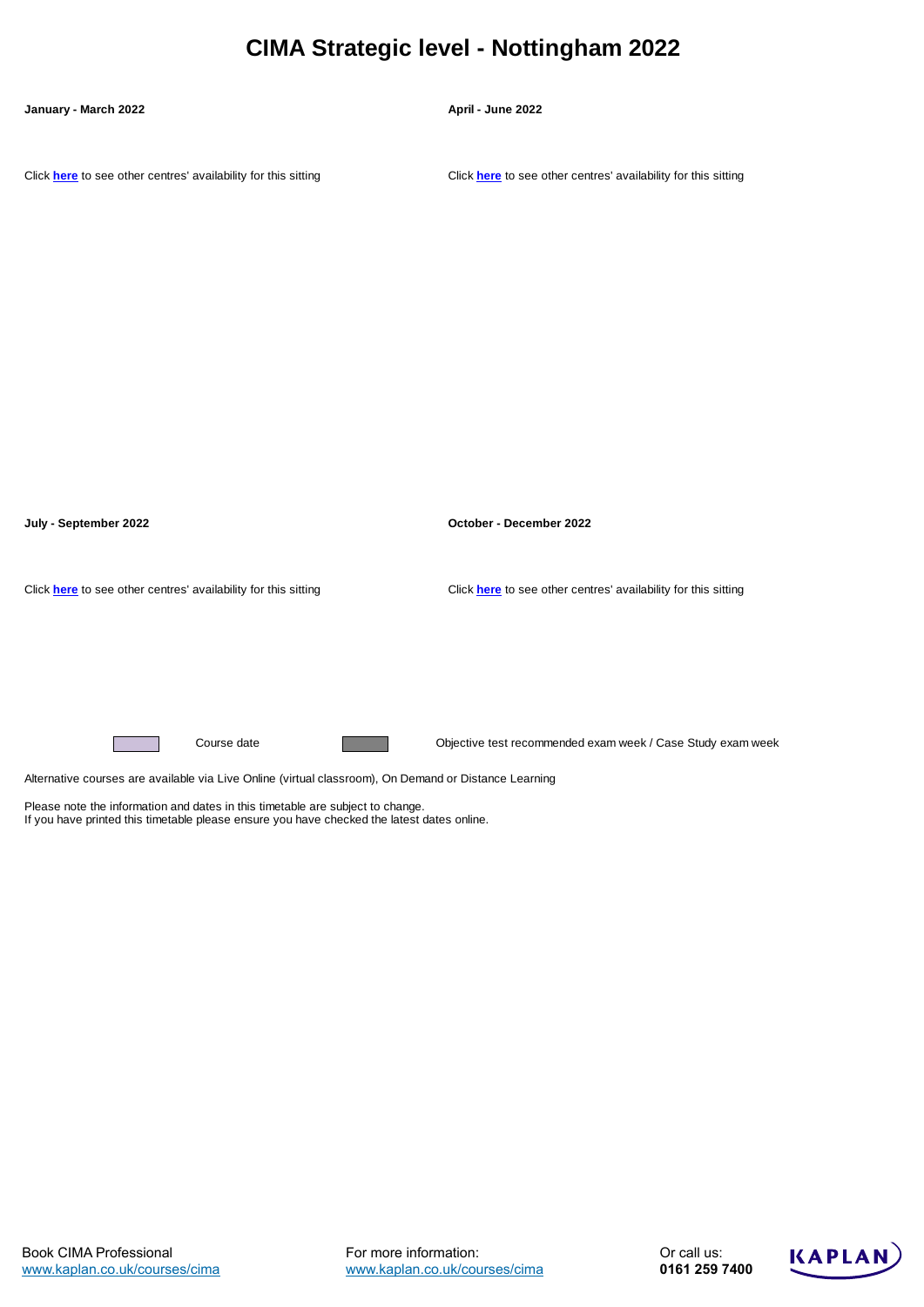# CIMA Strategic level - Nottingham 2022

**January - March 2022**

Click **here** to see other centres' availability for this sitting

**April - June 2022**

Click **here** to see other centres' availability for this sitting

**July - September 2022**

Click **here** to see other centres' availability for this sitting

**October - December 2022**

Click **here** to see other centres' availability for this sitting

Course date

Objective test recommended exam week / Case Study exam week

Alternative courses are available via Live Online (virtual classroom), On Demand or Distance Learning

Please note the information and dates in this timetable are subject to change.
If you have printed this timetable please ensure you have checked the latest dates online.

Book CIMA Professional
www.kaplan.co.uk/courses/cima

For more information:
www.kaplan.co.uk/courses/cima

Or call us:
**0161 259 7400**

KAPLAN